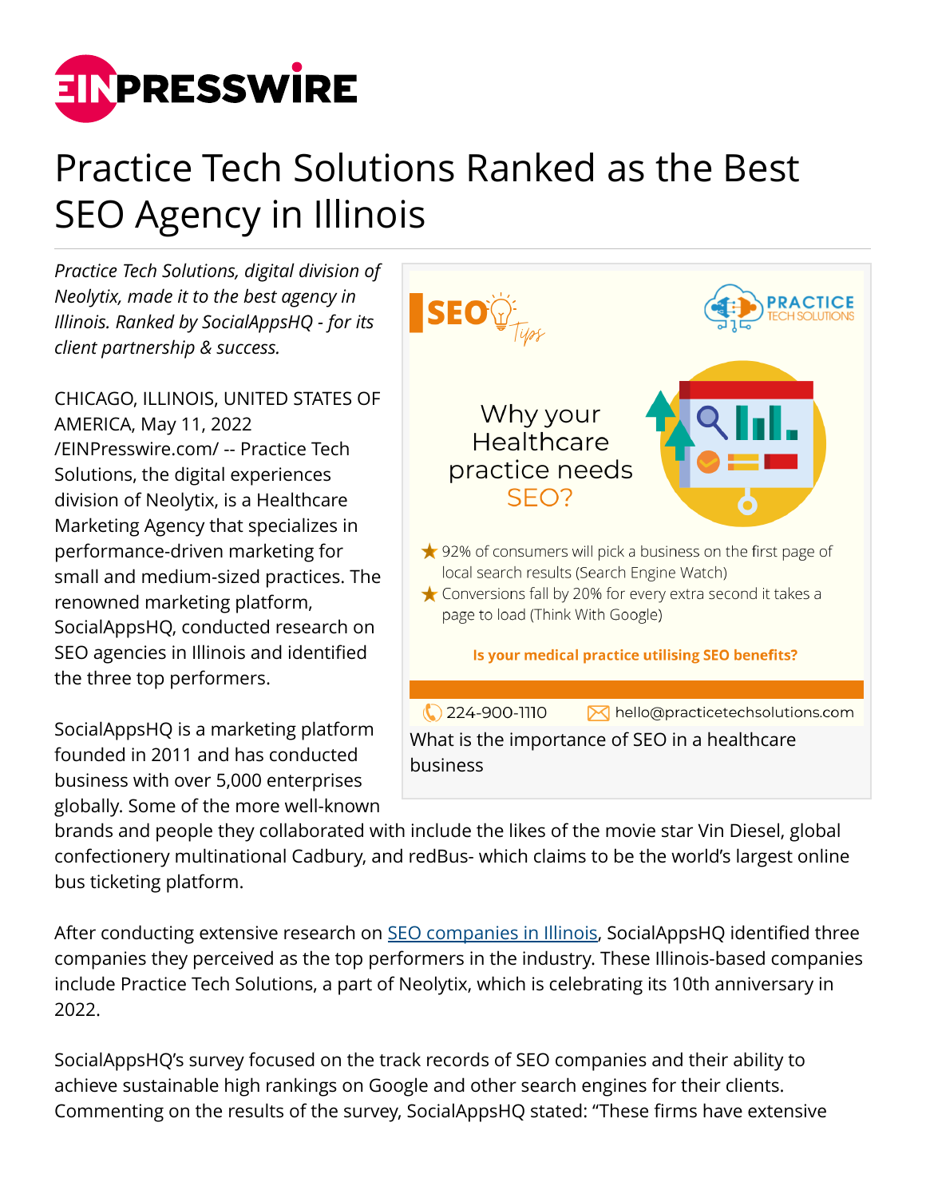# Practice Tech Solutions Ranked as the Best SEO Agency in Illinois

*Practice Tech Solutions, digital division of Neolytix, made it to the best agency in Illinois. Ranked by SocialAppsHQ - for its client partnership & success.*

CHICAGO, ILLINOIS, UNITED STATES OF AMERICA, May 11, 2022 /EINPresswire.com/ -- Practice Tech Solutions, the digital experiences division of Neolytix, is a Healthcare Marketing Agency that specializes in performance-driven marketing for small and medium-sized practices. The renowned marketing platform, SocialAppsHQ, conducted research on SEO agencies in Illinois and identified the three top performers.

What is the importance of SEO in a healthcare business

SocialAppsHQ is a marketing platform founded in 2011 and has conducted business with over 5,000 enterprises globally. Some of the more well-known brands and people they collaborated with include the likes of the movie star Vin Diesel, global confectionery multinational Cadbury, and redBus- which claims to be the world's largest online bus ticketing platform.

After conducting extensive research on [SEO companies in Illinois](), SocialAppsHQ identified three companies they perceived as the top performers in the industry. These Illinois-based companies include Practice Tech Solutions, a part of Neolytix, which is celebrating its 10th anniversary in 2022.

SocialAppsHQ's survey focused on the track records of SEO companies and their ability to achieve sustainable high rankings on Google and other search engines for their clients. Commenting on the results of the survey, SocialAppsHQ stated: "These firms have extensive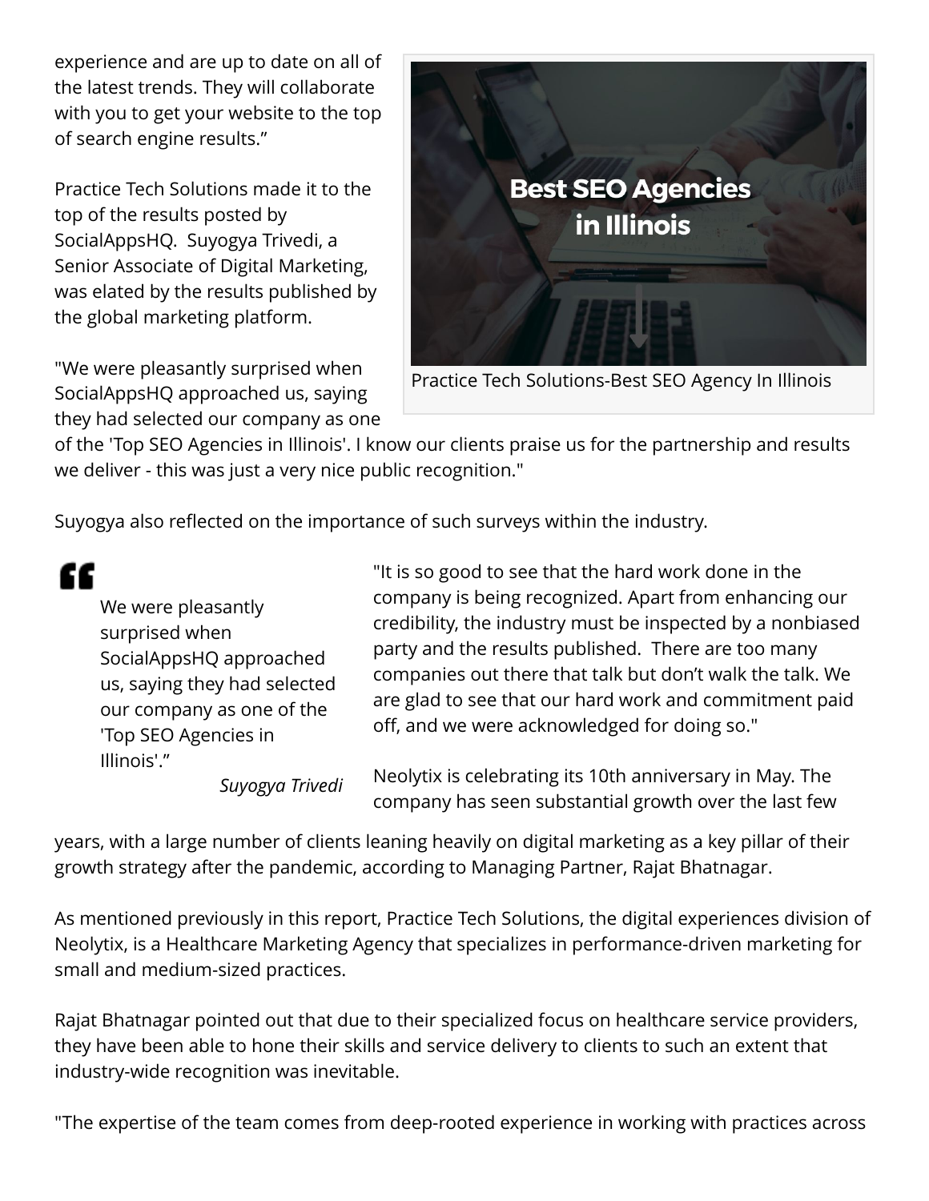experience and are up to date on all of the latest trends. They will collaborate with you to get your website to the top of search engine results."

Practice Tech Solutions-Best SEO Agency In Illinois

Practice Tech Solutions made it to the top of the results posted by SocialAppsHQ. Suyogya Trivedi, a Senior Associate of Digital Marketing, was elated by the results published by the global marketing platform.

"We were pleasantly surprised when SocialAppsHQ approached us, saying they had selected our company as one of the 'Top SEO Agencies in Illinois'. I know our clients praise us for the partnership and results we deliver - this was just a very nice public recognition."

Suyogya also reflected on the importance of such surveys within the industry.

> We were pleasantly surprised when SocialAppsHQ approached us, saying they had selected our company as one of the 'Top SEO Agencies in Illinois'."
>
> *Suyogya Trivedi*

"It is so good to see that the hard work done in the company is being recognized. Apart from enhancing our credibility, the industry must be inspected by a nonbiased party and the results published. There are too many companies out there that talk but don't walk the talk. We are glad to see that our hard work and commitment paid off, and we were acknowledged for doing so."

Neolytix is celebrating its 10th anniversary in May. The company has seen substantial growth over the last few years, with a large number of clients leaning heavily on digital marketing as a key pillar of their growth strategy after the pandemic, according to Managing Partner, Rajat Bhatnagar.

As mentioned previously in this report, Practice Tech Solutions, the digital experiences division of Neolytix, is a Healthcare Marketing Agency that specializes in performance-driven marketing for small and medium-sized practices.

Rajat Bhatnagar pointed out that due to their specialized focus on healthcare service providers, they have been able to hone their skills and service delivery to clients to such an extent that industry-wide recognition was inevitable.

"The expertise of the team comes from deep-rooted experience in working with practices across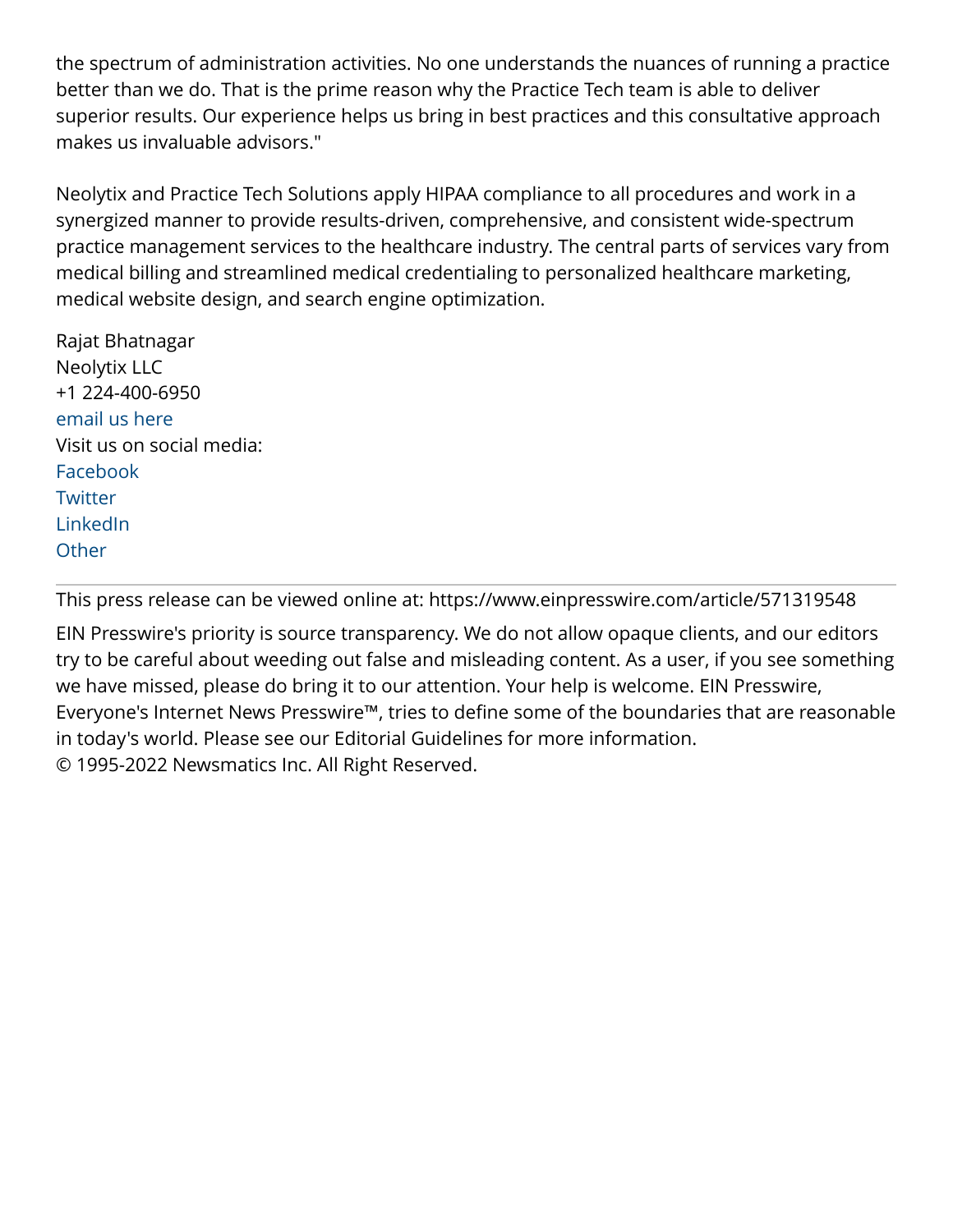the spectrum of administration activities. No one understands the nuances of running a practice better than we do. That is the prime reason why the Practice Tech team is able to deliver superior results. Our experience helps us bring in best practices and this consultative approach makes us invaluable advisors."

Neolytix and Practice Tech Solutions apply HIPAA compliance to all procedures and work in a synergized manner to provide results-driven, comprehensive, and consistent wide-spectrum practice management services to the healthcare industry. The central parts of services vary from medical billing and streamlined medical credentialing to personalized healthcare marketing, medical website design, and search engine optimization.

Rajat Bhatnagar
Neolytix LLC
+1 224-400-6950
email us here
Visit us on social media:
Facebook
Twitter
LinkedIn
Other

---

This press release can be viewed online at: https://www.einpresswire.com/article/571319548

EIN Presswire's priority is source transparency. We do not allow opaque clients, and our editors try to be careful about weeding out false and misleading content. As a user, if you see something we have missed, please do bring it to our attention. Your help is welcome. EIN Presswire, Everyone's Internet News Presswire™, tries to define some of the boundaries that are reasonable in today's world. Please see our Editorial Guidelines for more information.
© 1995-2022 Newsmatics Inc. All Right Reserved.